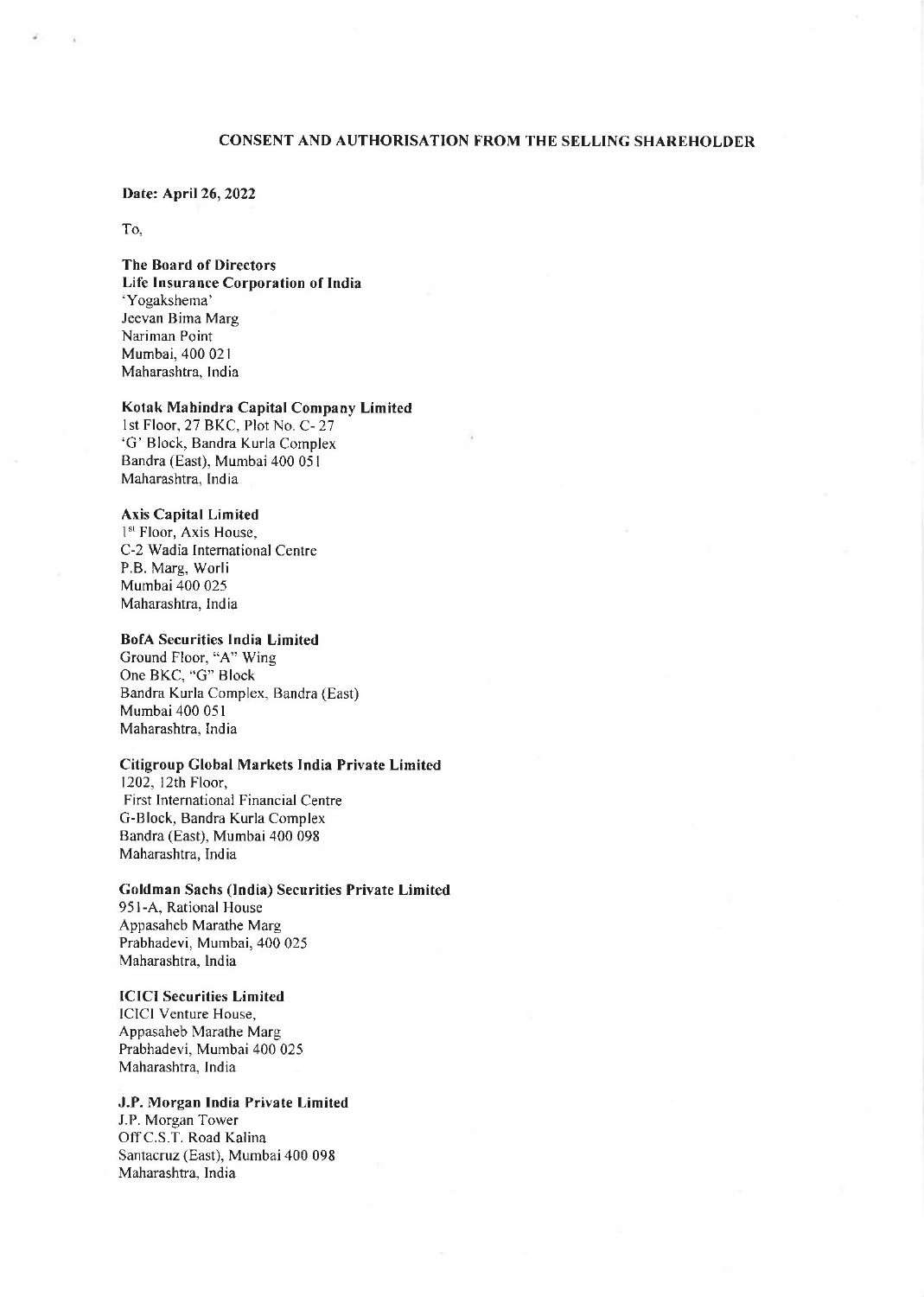## CONSENT AND AUTHORISATION FROM THE SELLING SHAREHOLDER

**Date: April 26, 2022**

To,

**The Board of Directors**
**Life Insurance Corporation of India**
'Yogakshema'
Jeevan Bima Marg
Nariman Point
Mumbai, 400 021
Maharashtra, India

**Kotak Mahindra Capital Company Limited**
1st Floor, 27 BKC, Plot No. C- 27
'G' Block, Bandra Kurla Complex
Bandra (East), Mumbai 400 051
Maharashtra, India

**Axis Capital Limited**
1st Floor, Axis House,
C-2 Wadia International Centre
P.B. Marg, Worli
Mumbai 400 025
Maharashtra, India

**BofA Securities India Limited**
Ground Floor, "A" Wing
One BKC, "G" Block
Bandra Kurla Complex, Bandra (East)
Mumbai 400 051
Maharashtra, India

**Citigroup Global Markets India Private Limited**
1202, 12th Floor,
First International Financial Centre
G-Block, Bandra Kurla Complex
Bandra (East), Mumbai 400 098
Maharashtra, India

**Goldman Sachs (India) Securities Private Limited**
951-A, Rational House
Appasaheb Marathe Marg
Prabhadevi, Mumbai, 400 025
Maharashtra, India

**ICICI Securities Limited**
ICICI Venture House,
Appasaheb Marathe Marg
Prabhadevi, Mumbai 400 025
Maharashtra, India

**J.P. Morgan India Private Limited**
J.P. Morgan Tower
Off C.S.T. Road Kalina
Santacruz (East), Mumbai 400 098
Maharashtra, India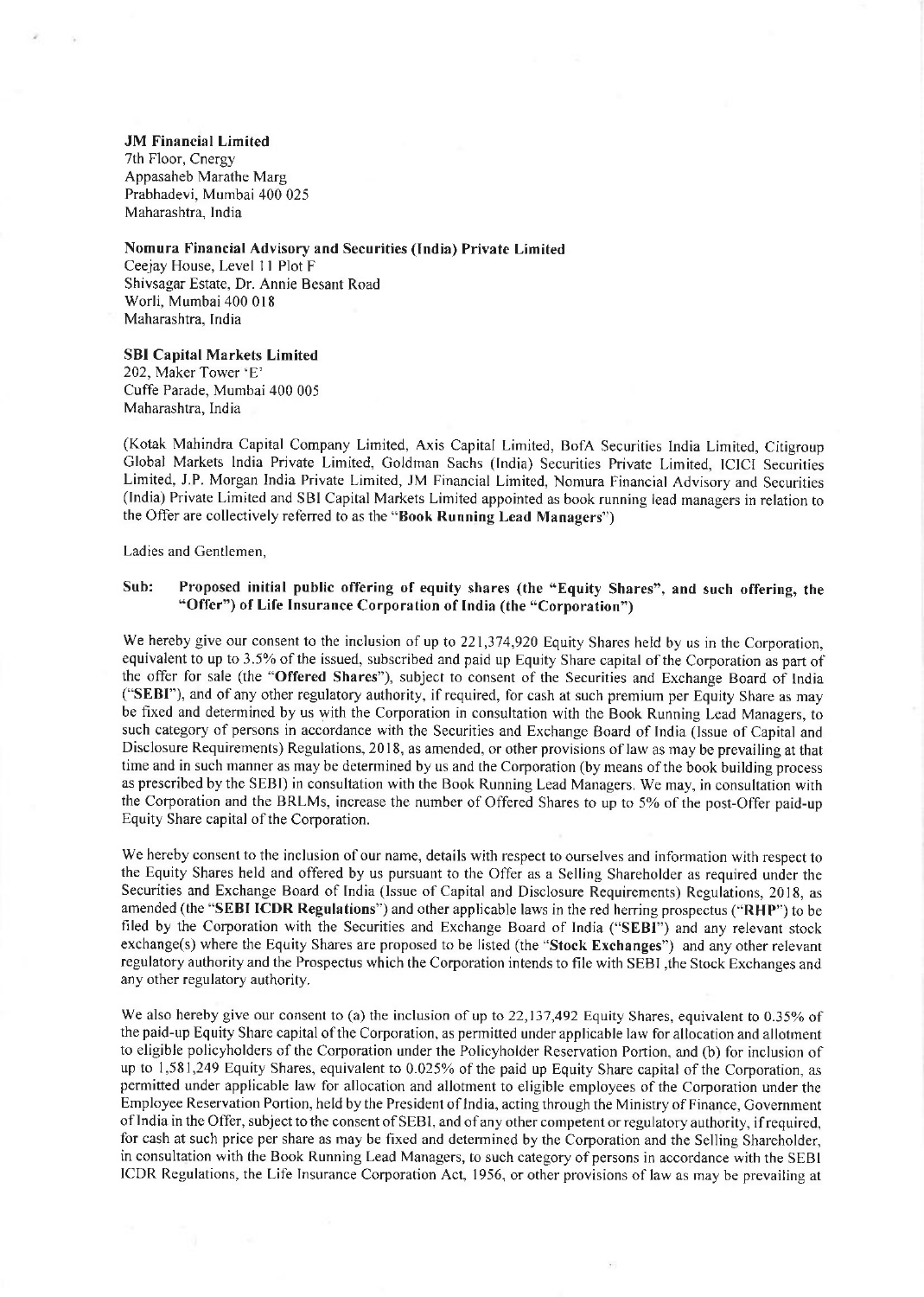**JM Financial Limited**
7th Floor, Cnergy
Appasaheb Marathe Marg
Prabhadevi, Mumbai 400 025
Maharashtra, India

**Nomura Financial Advisory and Securities (India) Private Limited**
Ceejay House, Level 11 Plot F
Shivsagar Estate, Dr. Annie Besant Road
Worli, Mumbai 400 018
Maharashtra, India

**SBI Capital Markets Limited**
202, Maker Tower 'E'
Cuffe Parade, Mumbai 400 005
Maharashtra, India

(Kotak Mahindra Capital Company Limited, Axis Capital Limited, BofA Securities India Limited, Citigroup Global Markets India Private Limited, Goldman Sachs (India) Securities Private Limited, ICICI Securities Limited, J.P. Morgan India Private Limited, JM Financial Limited, Nomura Financial Advisory and Securities (India) Private Limited and SBI Capital Markets Limited appointed as book running lead managers in relation to the Offer are collectively referred to as the "**Book Running Lead Managers**")

Ladies and Gentlemen,

**Sub: Proposed initial public offering of equity shares (the "Equity Shares", and such offering, the "Offer") of Life Insurance Corporation of India (the "Corporation")**

We hereby give our consent to the inclusion of up to 221,374,920 Equity Shares held by us in the Corporation, equivalent to up to 3.5% of the issued, subscribed and paid up Equity Share capital of the Corporation as part of the offer for sale (the "**Offered Shares**"), subject to consent of the Securities and Exchange Board of India ("**SEBI**"), and of any other regulatory authority, if required, for cash at such premium per Equity Share as may be fixed and determined by us with the Corporation in consultation with the Book Running Lead Managers, to such category of persons in accordance with the Securities and Exchange Board of India (Issue of Capital and Disclosure Requirements) Regulations, 2018, as amended, or other provisions of law as may be prevailing at that time and in such manner as may be determined by us and the Corporation (by means of the book building process as prescribed by the SEBI) in consultation with the Book Running Lead Managers. We may, in consultation with the Corporation and the BRLMs, increase the number of Offered Shares to up to 5% of the post-Offer paid-up Equity Share capital of the Corporation.

We hereby consent to the inclusion of our name, details with respect to ourselves and information with respect to the Equity Shares held and offered by us pursuant to the Offer as a Selling Shareholder as required under the Securities and Exchange Board of India (Issue of Capital and Disclosure Requirements) Regulations, 2018, as amended (the "**SEBI ICDR Regulations**") and other applicable laws in the red herring prospectus ("**RHP**") to be filed by the Corporation with the Securities and Exchange Board of India ("**SEBI**") and any relevant stock exchange(s) where the Equity Shares are proposed to be listed (the "**Stock Exchanges**") and any other relevant regulatory authority and the Prospectus which the Corporation intends to file with SEBI ,the Stock Exchanges and any other regulatory authority.

We also hereby give our consent to (a) the inclusion of up to 22,137,492 Equity Shares, equivalent to 0.35% of the paid-up Equity Share capital of the Corporation, as permitted under applicable law for allocation and allotment to eligible policyholders of the Corporation under the Policyholder Reservation Portion, and (b) for inclusion of up to 1,581,249 Equity Shares, equivalent to 0.025% of the paid up Equity Share capital of the Corporation, as permitted under applicable law for allocation and allotment to eligible employees of the Corporation under the Employee Reservation Portion, held by the President of India, acting through the Ministry of Finance, Government of India in the Offer, subject to the consent of SEBI, and of any other competent or regulatory authority, if required, for cash at such price per share as may be fixed and determined by the Corporation and the Selling Shareholder, in consultation with the Book Running Lead Managers, to such category of persons in accordance with the SEBI ICDR Regulations, the Life Insurance Corporation Act, 1956, or other provisions of law as may be prevailing at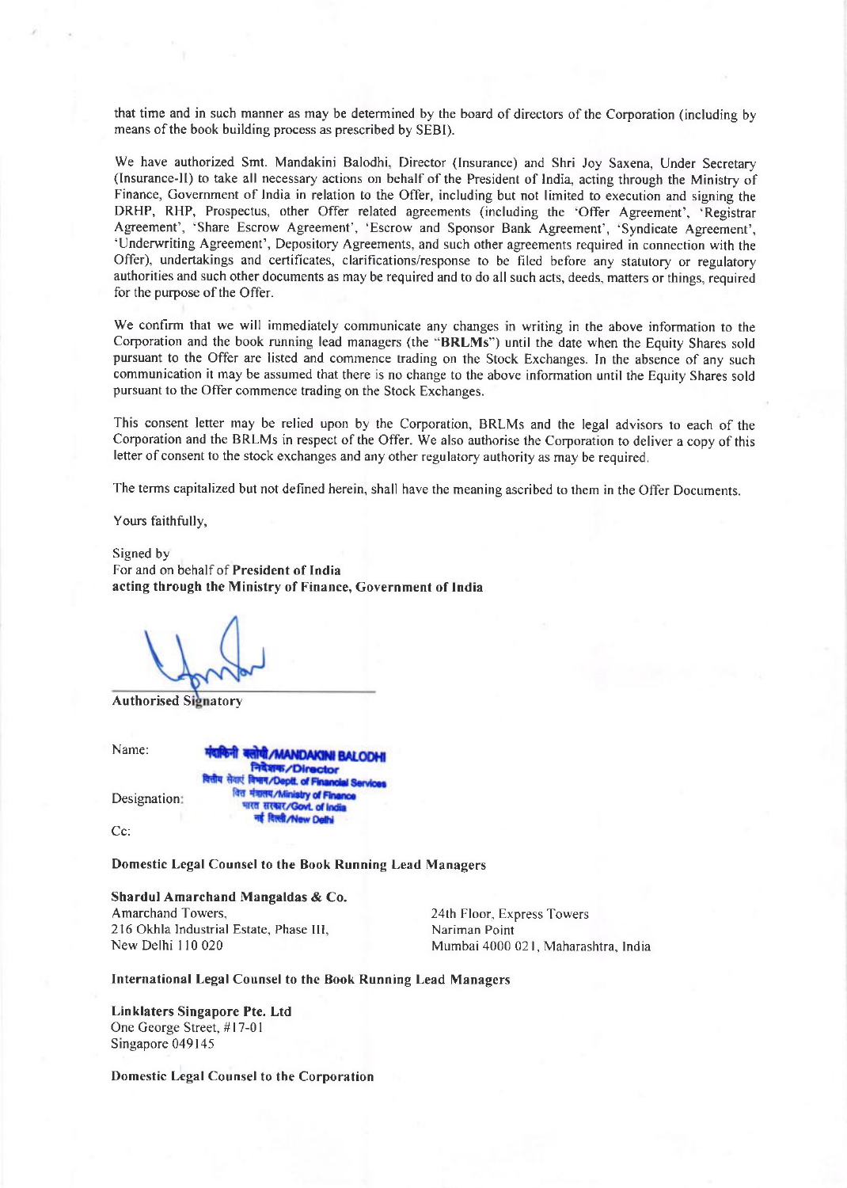that time and in such manner as may be determined by the board of directors of the Corporation (including by means of the book building process as prescribed by SEBI).

We have authorized Smt. Mandakini Balodhi, Director (Insurance) and Shri Joy Saxena, Under Secretary (Insurance-II) to take all necessary actions on behalf of the President of India, acting through the Ministry of Finance, Government of India in relation to the Offer, including but not limited to execution and signing the DRHP, RHP, Prospectus, other Offer related agreements (including the 'Offer Agreement', 'Registrar Agreement', 'Share Escrow Agreement', 'Escrow and Sponsor Bank Agreement', 'Syndicate Agreement', 'Underwriting Agreement', Depository Agreements, and such other agreements required in connection with the Offer), undertakings and certificates, clarifications/response to be filed before any statutory or regulatory authorities and such other documents as may be required and to do all such acts, deeds, matters or things, required for the purpose of the Offer.

We confirm that we will immediately communicate any changes in writing in the above information to the Corporation and the book running lead managers (the "**BRLMs**") until the date when the Equity Shares sold pursuant to the Offer are listed and commence trading on the Stock Exchanges. In the absence of any such communication it may be assumed that there is no change to the above information until the Equity Shares sold pursuant to the Offer commence trading on the Stock Exchanges.

This consent letter may be relied upon by the Corporation, BRLMs and the legal advisors to each of the Corporation and the BRLMs in respect of the Offer. We also authorise the Corporation to deliver a copy of this letter of consent to the stock exchanges and any other regulatory authority as may be required.

The terms capitalized but not defined herein, shall have the meaning ascribed to them in the Offer Documents.

Yours faithfully,

Signed by
For and on behalf of **President of India**
**acting through the Ministry of Finance, Government of India**

**Authorised Signatory**

Name: मंदाकिनी बलोधी/MANDAKINI BALODHI

Designation: निदेशक/Director
वित्तीय सेवाएं विभाग/Deptt. of Financial Services
वित्त मंत्रालय/Ministry of Finance
भारत सरकार/Govt. of India
नई दिल्ली/New Delhi

Cc:

**Domestic Legal Counsel to the Book Running Lead Managers**

**Shardul Amarchand Mangaldas & Co.**
Amarchand Towers,
216 Okhla Industrial Estate, Phase III,
New Delhi 110 020

24th Floor, Express Towers
Nariman Point
Mumbai 4000 021, Maharashtra, India

**International Legal Counsel to the Book Running Lead Managers**

**Linklaters Singapore Pte. Ltd**
One George Street, #17-01
Singapore 049145

**Domestic Legal Counsel to the Corporation**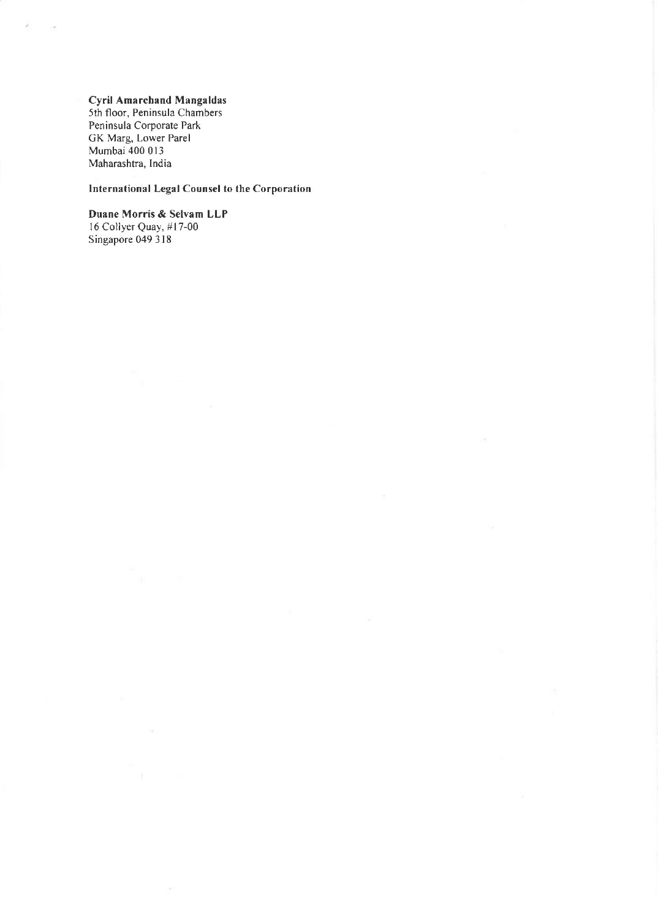**Cyril Amarchand Mangaldas**
5th floor, Peninsula Chambers
Peninsula Corporate Park
GK Marg, Lower Parel
Mumbai 400 013
Maharashtra, India

**International Legal Counsel to the Corporation**

**Duane Morris & Selvam LLP**
16 Collyer Quay, #17-00
Singapore 049 318